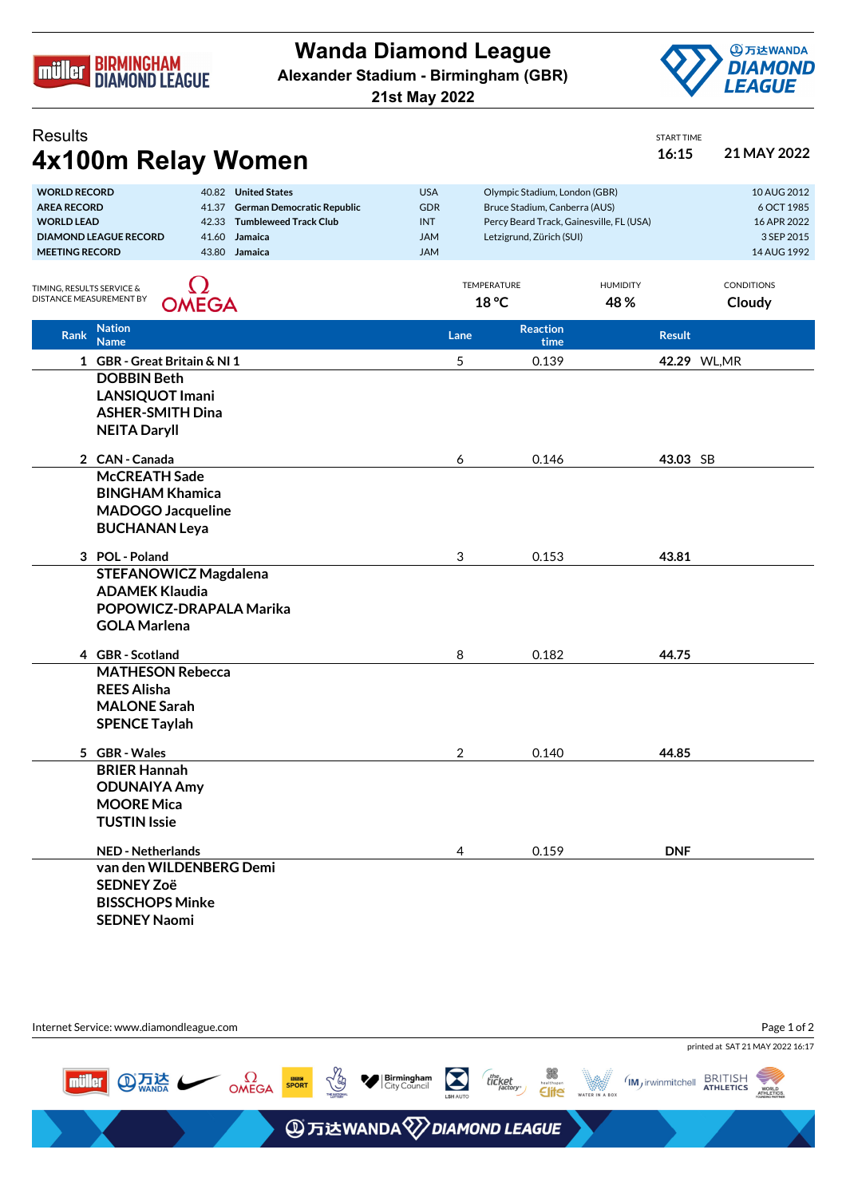# Wanda Diamond League

**Alexander Stadium - Birmingham (GBR)**

**21st May 2022**

## Results

# 4x100m Relay Women

START TIME **16:15** **21 MAY 2022**

| | | | | | |
|---|---|---|---|---|---|
| **WORLD RECORD** | 40.82 | **United States** | USA | Olympic Stadium, London (GBR) | 10 AUG 2012 |
| **AREA RECORD** | 41.37 | **German Democratic Republic** | GDR | Bruce Stadium, Canberra (AUS) | 6 OCT 1985 |
| **WORLD LEAD** | 42.33 | **Tumbleweed Track Club** | INT | Percy Beard Track, Gainesville, FL (USA) | 16 APR 2022 |
| **DIAMOND LEAGUE RECORD** | 41.60 | **Jamaica** | JAM | Letzigrund, Zürich (SUI) | 3 SEP 2015 |
| **MEETING RECORD** | 43.80 | **Jamaica** | JAM | | 14 AUG 1992 |

TIMING, RESULTS SERVICE & DISTANCE MEASUREMENT BY OMEGA

TEMPERATURE **18 °C** HUMIDITY **48 %** CONDITIONS **Cloudy**

| Rank | Nation / Name | Lane | Reaction time | Result |
|---|---|---|---|---|
| 1 | GBR - Great Britain & NI 1 | 5 | 0.139 | **42.29** WL,MR |
| | **DOBBIN Beth** | | | |
| | **LANSIQUOT Imani** | | | |
| | **ASHER-SMITH Dina** | | | |
| | **NEITA Daryll** | | | |
| 2 | CAN - Canada | 6 | 0.146 | **43.03** SB |
| | **McCREATH Sade** | | | |
| | **BINGHAM Khamica** | | | |
| | **MADOGO Jacqueline** | | | |
| | **BUCHANAN Leya** | | | |
| 3 | POL - Poland | 3 | 0.153 | **43.81** |
| | **STEFANOWICZ Magdalena** | | | |
| | **ADAMEK Klaudia** | | | |
| | **POPOWICZ-DRAPALA Marika** | | | |
| | **GOLA Marlena** | | | |
| 4 | GBR - Scotland | 8 | 0.182 | **44.75** |
| | **MATHESON Rebecca** | | | |
| | **REES Alisha** | | | |
| | **MALONE Sarah** | | | |
| | **SPENCE Taylah** | | | |
| 5 | GBR - Wales | 2 | 0.140 | **44.85** |
| | **BRIER Hannah** | | | |
| | **ODUNAIYA Amy** | | | |
| | **MOORE Mica** | | | |
| | **TUSTIN Issie** | | | |
| | NED - Netherlands | 4 | 0.159 | **DNF** |
| | **van den WILDENBERG Demi** | | | |
| | **SEDNEY Zoë** | | | |
| | **BISSCHOPS Minke** | | | |
| | **SEDNEY Naomi** | | | |

Internet Service: www.diamondleague.com

printed at SAT 21 MAY 2022 16:17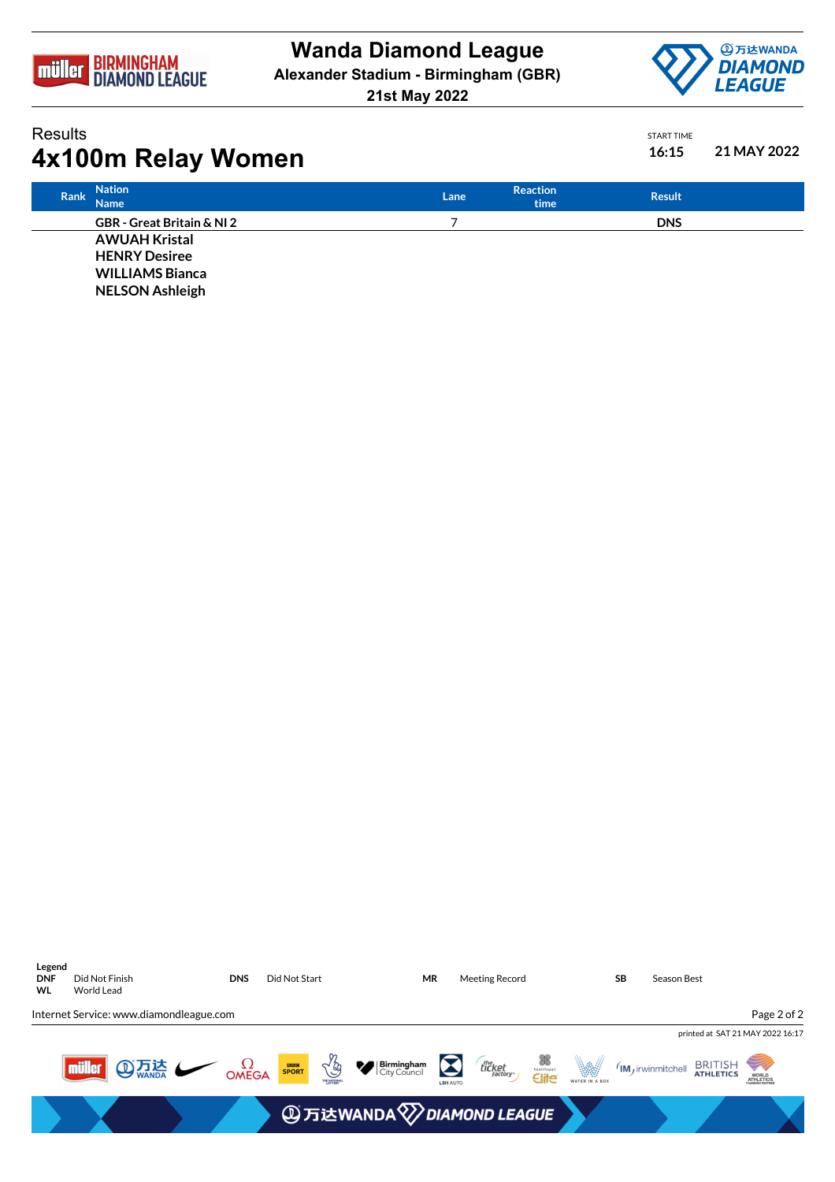# Wanda Diamond League

**Alexander Stadium - Birmingham (GBR)**

**21st May 2022**

Results

## 4x100m Relay Women

START TIME **16:15** **21 MAY 2022**

| Rank | Nation / Name | Lane | Reaction time | Result |
|---|---|---|---|---|
| | **GBR - Great Britain & NI 2** | 7 | | **DNS** |
| | **AWUAH Kristal** | | | |
| | **HENRY Desiree** | | | |
| | **WILLIAMS Bianca** | | | |
| | **NELSON Ashleigh** | | | |

**Legend**

| | | | | | | | |
|---|---|---|---|---|---|---|---|
| **DNF** | Did Not Finish | **DNS** | Did Not Start | **MR** | Meeting Record | **SB** | Season Best |
| **WL** | World Lead | | | | | | |

Internet Service: www.diamondleague.com

printed at SAT 21 MAY 2022 16:17